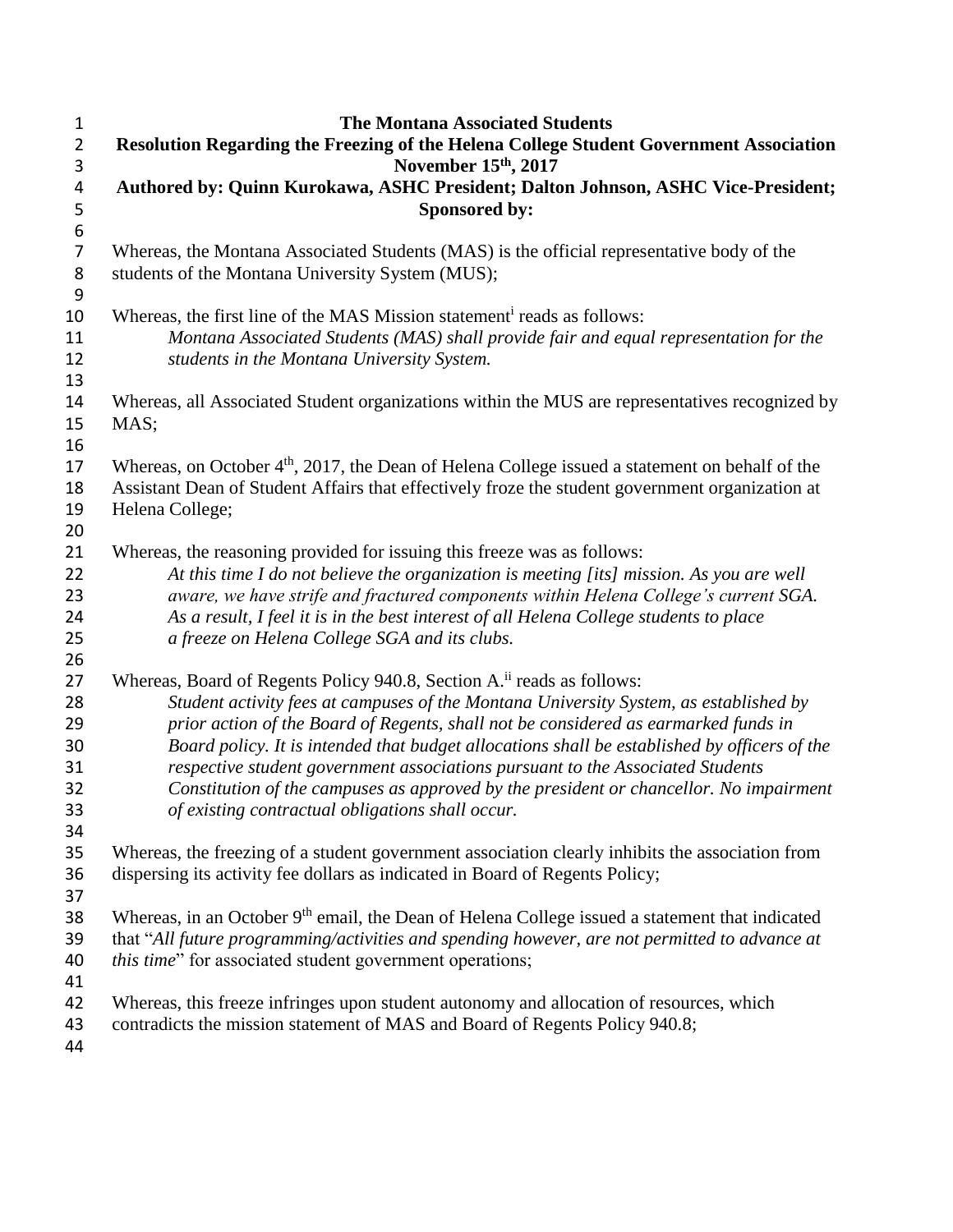**The Montana Associated Students**

**Resolution Regarding the Freezing of the Helena College Student Government Association**

**November 15th, 2017**

**Authored by: Quinn Kurokawa, ASHC President; Dalton Johnson, ASHC Vice-President;**

**Sponsored by:**

Whereas, the Montana Associated Students (MAS) is the official representative body of the students of the Montana University System (MUS);

Whereas, the first line of the MAS Mission statement[i] reads as follows:

> *Montana Associated Students (MAS) shall provide fair and equal representation for the students in the Montana University System.*

Whereas, all Associated Student organizations within the MUS are representatives recognized by MAS;

Whereas, on October 4th, 2017, the Dean of Helena College issued a statement on behalf of the Assistant Dean of Student Affairs that effectively froze the student government organization at Helena College;

Whereas, the reasoning provided for issuing this freeze was as follows:

> *At this time I do not believe the organization is meeting [its] mission. As you are well aware, we have strife and fractured components within Helena College's current SGA. As a result, I feel it is in the best interest of all Helena College students to place a freeze on Helena College SGA and its clubs.*

Whereas, Board of Regents Policy 940.8, Section A.[ii] reads as follows:

> *Student activity fees at campuses of the Montana University System, as established by prior action of the Board of Regents, shall not be considered as earmarked funds in Board policy. It is intended that budget allocations shall be established by officers of the respective student government associations pursuant to the Associated Students Constitution of the campuses as approved by the president or chancellor. No impairment of existing contractual obligations shall occur.*

Whereas, the freezing of a student government association clearly inhibits the association from dispersing its activity fee dollars as indicated in Board of Regents Policy;

Whereas, in an October 9th email, the Dean of Helena College issued a statement that indicated that "*All future programming/activities and spending however, are not permitted to advance at this time*" for associated student government operations;

Whereas, this freeze infringes upon student autonomy and allocation of resources, which contradicts the mission statement of MAS and Board of Regents Policy 940.8;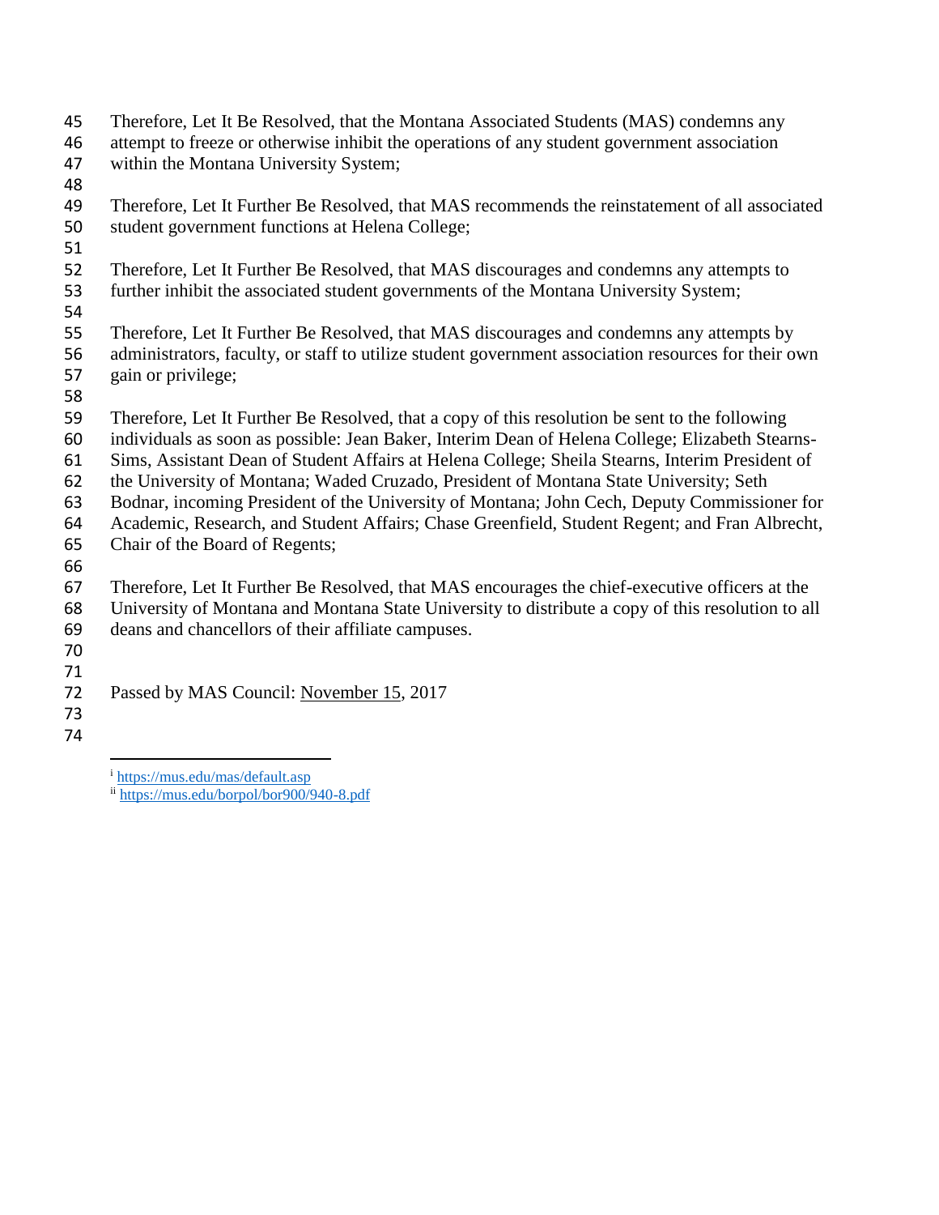Therefore, Let It Be Resolved, that the Montana Associated Students (MAS) condemns any attempt to freeze or otherwise inhibit the operations of any student government association within the Montana University System;

Therefore, Let It Further Be Resolved, that MAS recommends the reinstatement of all associated student government functions at Helena College;

Therefore, Let It Further Be Resolved, that MAS discourages and condemns any attempts to further inhibit the associated student governments of the Montana University System;

Therefore, Let It Further Be Resolved, that MAS discourages and condemns any attempts by administrators, faculty, or staff to utilize student government association resources for their own gain or privilege;

Therefore, Let It Further Be Resolved, that a copy of this resolution be sent to the following individuals as soon as possible: Jean Baker, Interim Dean of Helena College; Elizabeth Stearns-Sims, Assistant Dean of Student Affairs at Helena College; Sheila Stearns, Interim President of the University of Montana; Waded Cruzado, President of Montana State University; Seth Bodnar, incoming President of the University of Montana; John Cech, Deputy Commissioner for Academic, Research, and Student Affairs; Chase Greenfield, Student Regent; and Fran Albrecht, Chair of the Board of Regents;

Therefore, Let It Further Be Resolved, that MAS encourages the chief-executive officers at the University of Montana and Montana State University to distribute a copy of this resolution to all deans and chancellors of their affiliate campuses.

Passed by MAS Council: November 15, 2017

---

[i] https://mus.edu/mas/default.asp

[ii] https://mus.edu/borpol/bor900/940-8.pdf